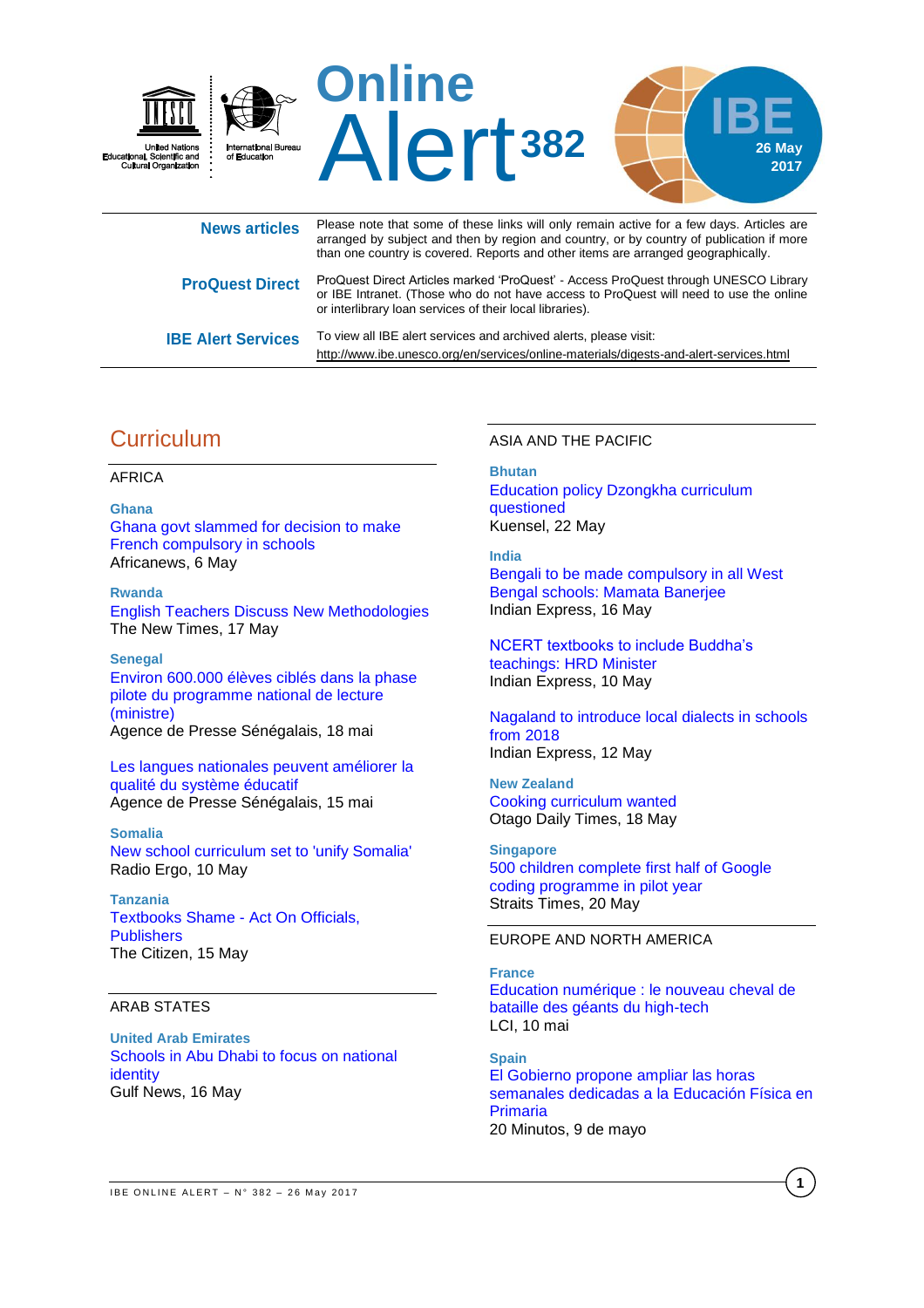United Nations Educational, Scientific and Cultural Organization | International Bureau of Education

# Online Alert 382

IBE 26 May 2017

| | |
|---|---|
| **News articles** | Please note that some of these links will only remain active for a few days. Articles are arranged by subject and then by region and country, or by country of publication if more than one country is covered. Reports and other items are arranged geographically. |
| **ProQuest Direct** | ProQuest Direct Articles marked 'ProQuest' - Access ProQuest through UNESCO Library or IBE Intranet. (Those who do not have access to ProQuest will need to use the online or interlibrary loan services of their local libraries). |
| **IBE Alert Services** | To view all IBE alert services and archived alerts, please visit: http://www.ibe.unesco.org/en/services/online-materials/digests-and-alert-services.html |

## Curriculum

### AFRICA

**Ghana**
Ghana govt slammed for decision to make French compulsory in schools
Africanews, 6 May

**Rwanda**
English Teachers Discuss New Methodologies
The New Times, 17 May

**Senegal**
Environ 600.000 élèves ciblés dans la phase pilote du programme national de lecture (ministre)
Agence de Presse Sénégalais, 18 mai

Les langues nationales peuvent améliorer la qualité du système éducatif
Agence de Presse Sénégalais, 15 mai

**Somalia**
New school curriculum set to 'unify Somalia'
Radio Ergo, 10 May

**Tanzania**
Textbooks Shame - Act On Officials, Publishers
The Citizen, 15 May

### ARAB STATES

**United Arab Emirates**
Schools in Abu Dhabi to focus on national identity
Gulf News, 16 May

### ASIA AND THE PACIFIC

**Bhutan**
Education policy Dzongkha curriculum questioned
Kuensel, 22 May

**India**
Bengali to be made compulsory in all West Bengal schools: Mamata Banerjee
Indian Express, 16 May

NCERT textbooks to include Buddha's teachings: HRD Minister
Indian Express, 10 May

Nagaland to introduce local dialects in schools from 2018
Indian Express, 12 May

**New Zealand**
Cooking curriculum wanted
Otago Daily Times, 18 May

**Singapore**
500 children complete first half of Google coding programme in pilot year
Straits Times, 20 May

### EUROPE AND NORTH AMERICA

**France**
Education numérique : le nouveau cheval de bataille des géants du high-tech
LCI, 10 mai

**Spain**
El Gobierno propone ampliar las horas semanales dedicadas a la Educación Física en Primaria
20 Minutos, 9 de mayo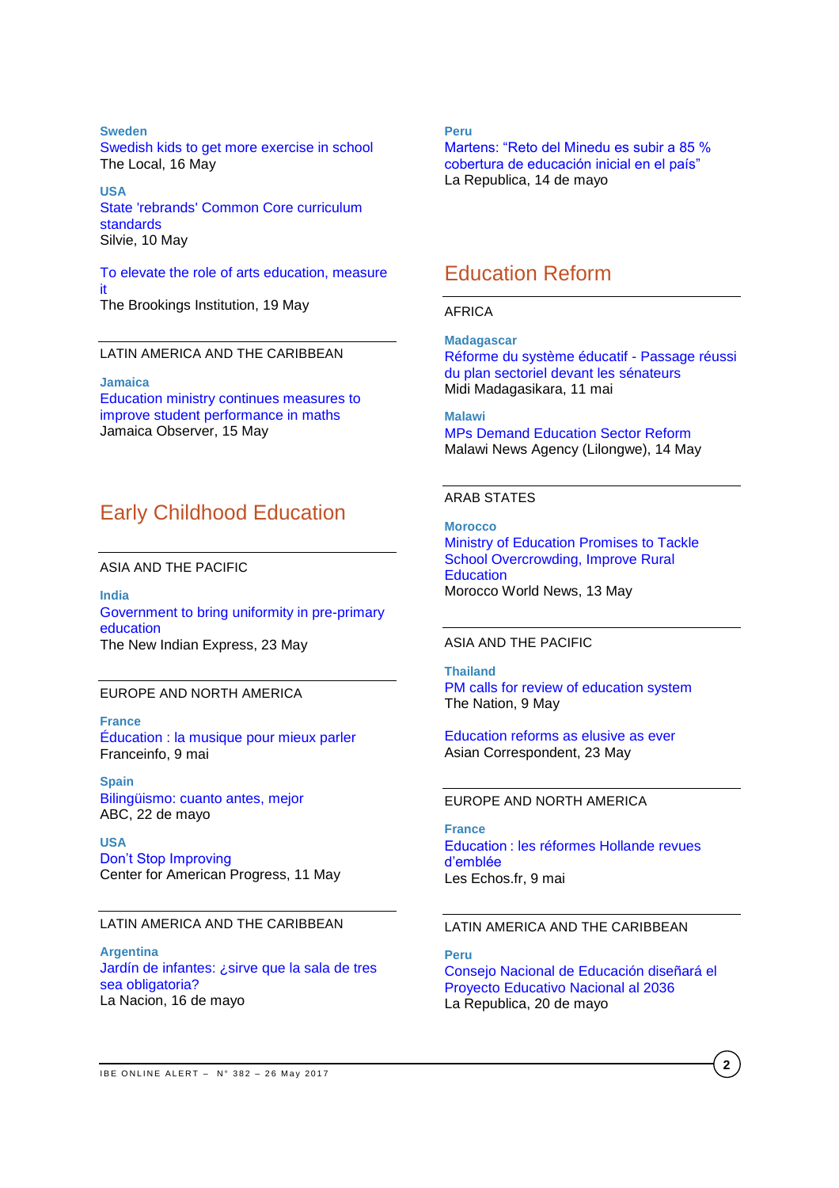**Sweden**

Swedish kids to get more exercise in school
The Local, 16 May

**USA**

State 'rebrands' Common Core curriculum standards
Silvie, 10 May

To elevate the role of arts education, measure it
The Brookings Institution, 19 May

LATIN AMERICA AND THE CARIBBEAN

**Jamaica**

Education ministry continues measures to improve student performance in maths
Jamaica Observer, 15 May

## Early Childhood Education

ASIA AND THE PACIFIC

**India**

Government to bring uniformity in pre-primary education
The New Indian Express, 23 May

EUROPE AND NORTH AMERICA

**France**

Éducation : la musique pour mieux parler
Franceinfo, 9 mai

**Spain**

Bilingüismo: cuanto antes, mejor
ABC, 22 de mayo

**USA**

Don't Stop Improving
Center for American Progress, 11 May

LATIN AMERICA AND THE CARIBBEAN

**Argentina**

Jardín de infantes: ¿sirve que la sala de tres sea obligatoria?
La Nacion, 16 de mayo

**Peru**

Martens: "Reto del Minedu es subir a 85 % cobertura de educación inicial en el país"
La Republica, 14 de mayo

## Education Reform

AFRICA

**Madagascar**

Réforme du système éducatif - Passage réussi du plan sectoriel devant les sénateurs
Midi Madagasikara, 11 mai

**Malawi**

MPs Demand Education Sector Reform
Malawi News Agency (Lilongwe), 14 May

ARAB STATES

**Morocco**

Ministry of Education Promises to Tackle School Overcrowding, Improve Rural Education
Morocco World News, 13 May

ASIA AND THE PACIFIC

**Thailand**

PM calls for review of education system
The Nation, 9 May

Education reforms as elusive as ever
Asian Correspondent, 23 May

EUROPE AND NORTH AMERICA

**France**

Education : les réformes Hollande revues d'emblée
Les Echos.fr, 9 mai

LATIN AMERICA AND THE CARIBBEAN

**Peru**

Consejo Nacional de Educación diseñará el Proyecto Educativo Nacional al 2036
La Republica, 20 de mayo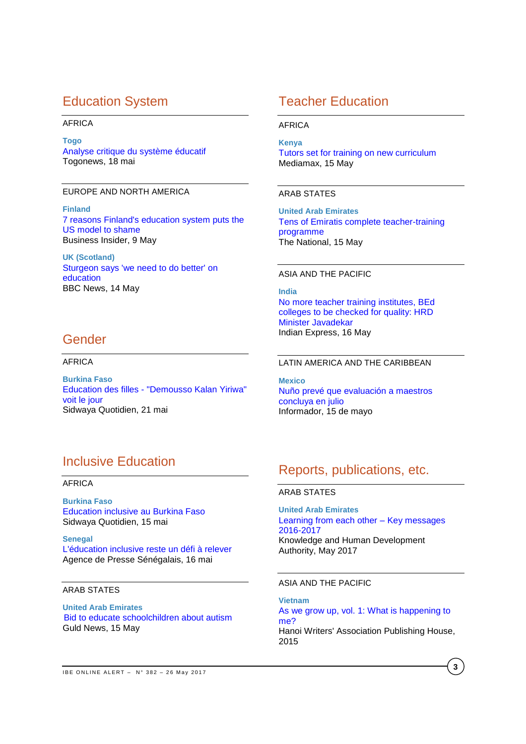## Education System

AFRICA

**Togo**
Analyse critique du système éducatif
Togonews, 18 mai

EUROPE AND NORTH AMERICA

**Finland**
7 reasons Finland's education system puts the US model to shame
Business Insider, 9 May

**UK (Scotland)**
Sturgeon says 'we need to do better' on education
BBC News, 14 May

## Gender

AFRICA

**Burkina Faso**
Education des filles - "Demousso Kalan Yiriwa" voit le jour
Sidwaya Quotidien, 21 mai

## Inclusive Education

AFRICA

**Burkina Faso**
Education inclusive au Burkina Faso
Sidwaya Quotidien, 15 mai

**Senegal**
L'éducation inclusive reste un défi à relever
Agence de Presse Sénégalais, 16 mai

ARAB STATES

**United Arab Emirates**
Bid to educate schoolchildren about autism
Guld News, 15 May

## Teacher Education

AFRICA

**Kenya**
Tutors set for training on new curriculum
Mediamax, 15 May

ARAB STATES

**United Arab Emirates**
Tens of Emiratis complete teacher-training programme
The National, 15 May

ASIA AND THE PACIFIC

**India**
No more teacher training institutes, BEd colleges to be checked for quality: HRD Minister Javadekar
Indian Express, 16 May

LATIN AMERICA AND THE CARIBBEAN

**Mexico**
Nuño prevé que evaluación a maestros concluya en julio
Informador, 15 de mayo

## Reports, publications, etc.

ARAB STATES

**United Arab Emirates**
Learning from each other – Key messages 2016-2017
Knowledge and Human Development Authority, May 2017

ASIA AND THE PACIFIC

**Vietnam**
As we grow up, vol. 1: What is happening to me?
Hanoi Writers' Association Publishing House, 2015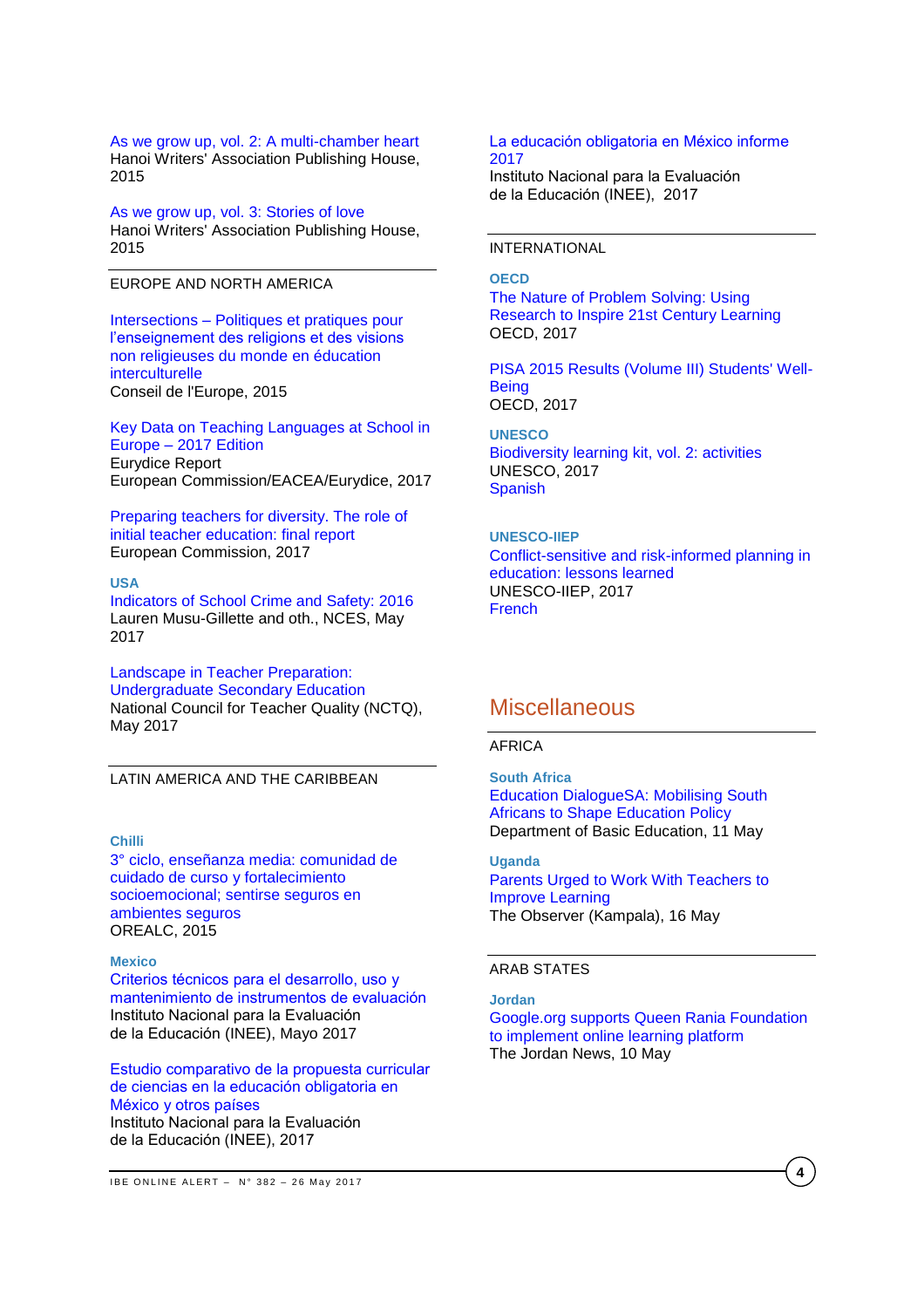As we grow up, vol. 2: A multi-chamber heart
Hanoi Writers' Association Publishing House, 2015

As we grow up, vol. 3: Stories of love
Hanoi Writers' Association Publishing House, 2015

EUROPE AND NORTH AMERICA

Intersections – Politiques et pratiques pour l'enseignement des religions et des visions non religieuses du monde en éducation interculturelle
Conseil de l'Europe, 2015

Key Data on Teaching Languages at School in Europe – 2017 Edition
Eurydice Report
European Commission/EACEA/Eurydice, 2017

Preparing teachers for diversity. The role of initial teacher education: final report
European Commission, 2017

**USA**

Indicators of School Crime and Safety: 2016
Lauren Musu-Gillette and oth., NCES, May 2017

Landscape in Teacher Preparation: Undergraduate Secondary Education
National Council for Teacher Quality (NCTQ), May 2017

LATIN AMERICA AND THE CARIBBEAN

**Chilli**

3° ciclo, enseñanza media: comunidad de cuidado de curso y fortalecimiento socioemocional; sentirse seguros en ambientes seguros
OREALC, 2015

**Mexico**

Criterios técnicos para el desarrollo, uso y mantenimiento de instrumentos de evaluación
Instituto Nacional para la Evaluación de la Educación (INEE), Mayo 2017

Estudio comparativo de la propuesta curricular de ciencias en la educación obligatoria en México y otros países
Instituto Nacional para la Evaluación de la Educación (INEE), 2017

La educación obligatoria en México informe 2017
Instituto Nacional para la Evaluación de la Educación (INEE), 2017

INTERNATIONAL

**OECD**

The Nature of Problem Solving: Using Research to Inspire 21st Century Learning
OECD, 2017

PISA 2015 Results (Volume III) Students' Well-Being
OECD, 2017

**UNESCO**

Biodiversity learning kit, vol. 2: activities
UNESCO, 2017
Spanish

**UNESCO-IIEP**

Conflict-sensitive and risk-informed planning in education: lessons learned
UNESCO-IIEP, 2017
French

## Miscellaneous

AFRICA

**South Africa**

Education DialogueSA: Mobilising South Africans to Shape Education Policy
Department of Basic Education, 11 May

**Uganda**

Parents Urged to Work With Teachers to Improve Learning
The Observer (Kampala), 16 May

ARAB STATES

**Jordan**

Google.org supports Queen Rania Foundation to implement online learning platform
The Jordan News, 10 May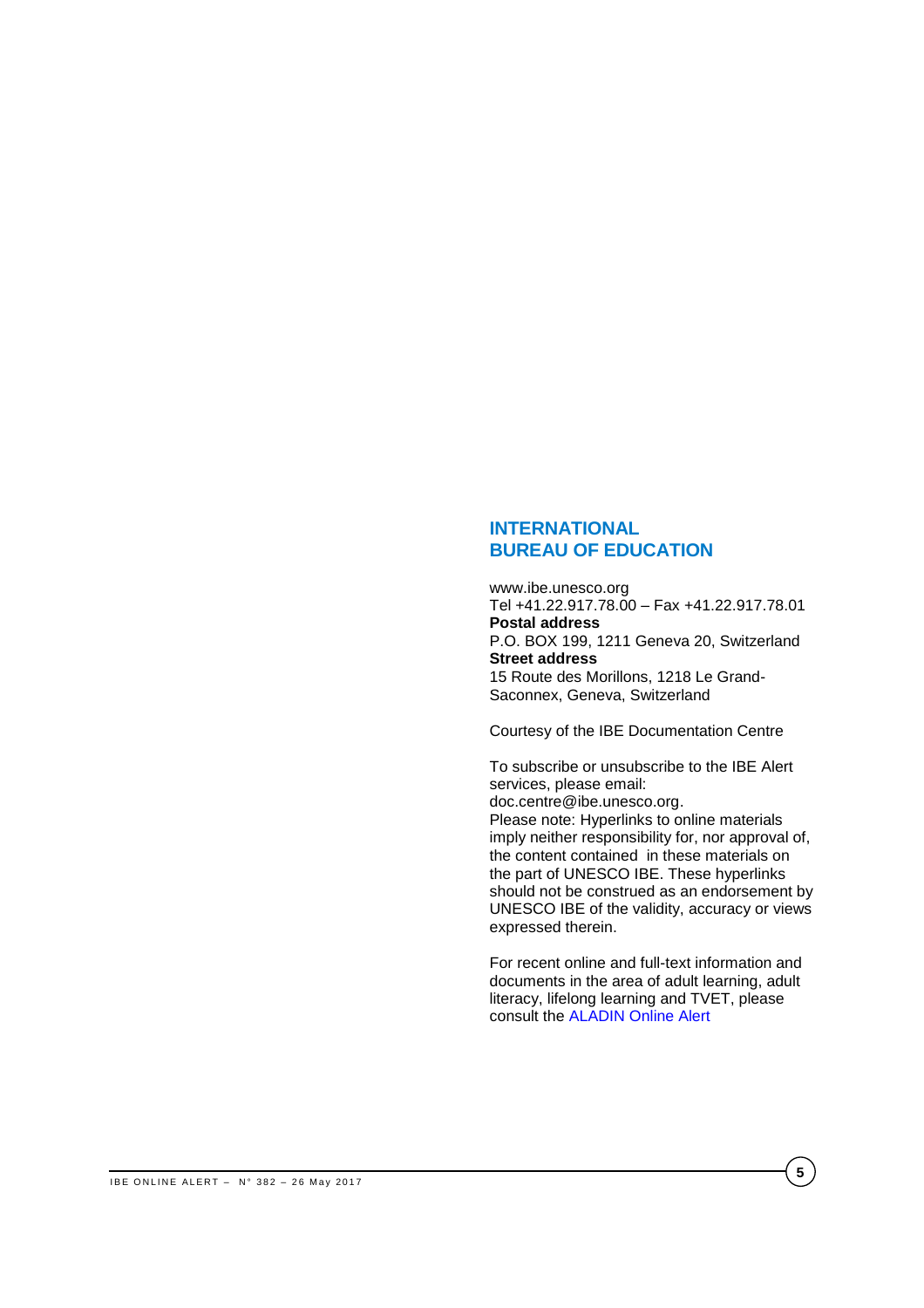## INTERNATIONAL BUREAU OF EDUCATION

www.ibe.unesco.org
Tel +41.22.917.78.00 – Fax +41.22.917.78.01
**Postal address**
P.O. BOX 199, 1211 Geneva 20, Switzerland
**Street address**
15 Route des Morillons, 1218 Le Grand-Saconnex, Geneva, Switzerland

Courtesy of the IBE Documentation Centre

To subscribe or unsubscribe to the IBE Alert services, please email: doc.centre@ibe.unesco.org.
Please note: Hyperlinks to online materials imply neither responsibility for, nor approval of, the content contained in these materials on the part of UNESCO IBE. These hyperlinks should not be construed as an endorsement by UNESCO IBE of the validity, accuracy or views expressed therein.

For recent online and full-text information and documents in the area of adult learning, adult literacy, lifelong learning and TVET, please consult the ALADIN Online Alert